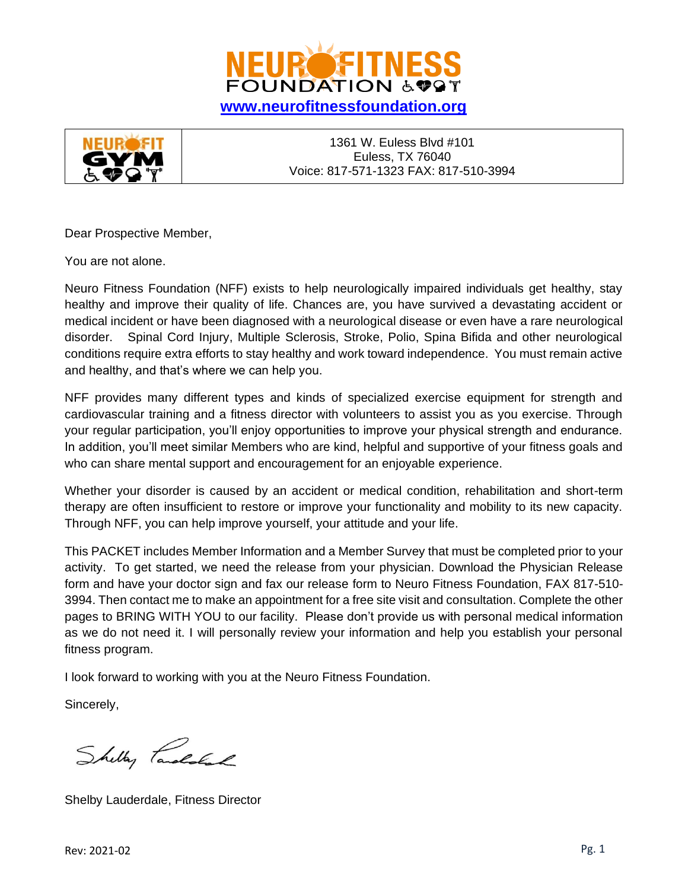# NEURO FITNESS FOUNDATION

www.neurofitnessfoundation.org

| NEURO FIT GYM | 1361 W. Euless Blvd #101<br>Euless, TX 76040<br>Voice: 817-571-1323 FAX: 817-510-3994 |
|---|---|

Dear Prospective Member,

You are not alone.

Neuro Fitness Foundation (NFF) exists to help neurologically impaired individuals get healthy, stay healthy and improve their quality of life. Chances are, you have survived a devastating accident or medical incident or have been diagnosed with a neurological disease or even have a rare neurological disorder. Spinal Cord Injury, Multiple Sclerosis, Stroke, Polio, Spina Bifida and other neurological conditions require extra efforts to stay healthy and work toward independence. You must remain active and healthy, and that's where we can help you.

NFF provides many different types and kinds of specialized exercise equipment for strength and cardiovascular training and a fitness director with volunteers to assist you as you exercise. Through your regular participation, you'll enjoy opportunities to improve your physical strength and endurance. In addition, you'll meet similar Members who are kind, helpful and supportive of your fitness goals and who can share mental support and encouragement for an enjoyable experience.

Whether your disorder is caused by an accident or medical condition, rehabilitation and short-term therapy are often insufficient to restore or improve your functionality and mobility to its new capacity. Through NFF, you can help improve yourself, your attitude and your life.

This PACKET includes Member Information and a Member Survey that must be completed prior to your activity. To get started, we need the release from your physician. Download the Physician Release form and have your doctor sign and fax our release form to Neuro Fitness Foundation, FAX 817-510-3994. Then contact me to make an appointment for a free site visit and consultation. Complete the other pages to BRING WITH YOU to our facility. Please don't provide us with personal medical information as we do not need it. I will personally review your information and help you establish your personal fitness program.

I look forward to working with you at the Neuro Fitness Foundation.

Sincerely,

Shelby Lauderdale, Fitness Director

Rev: 2021-02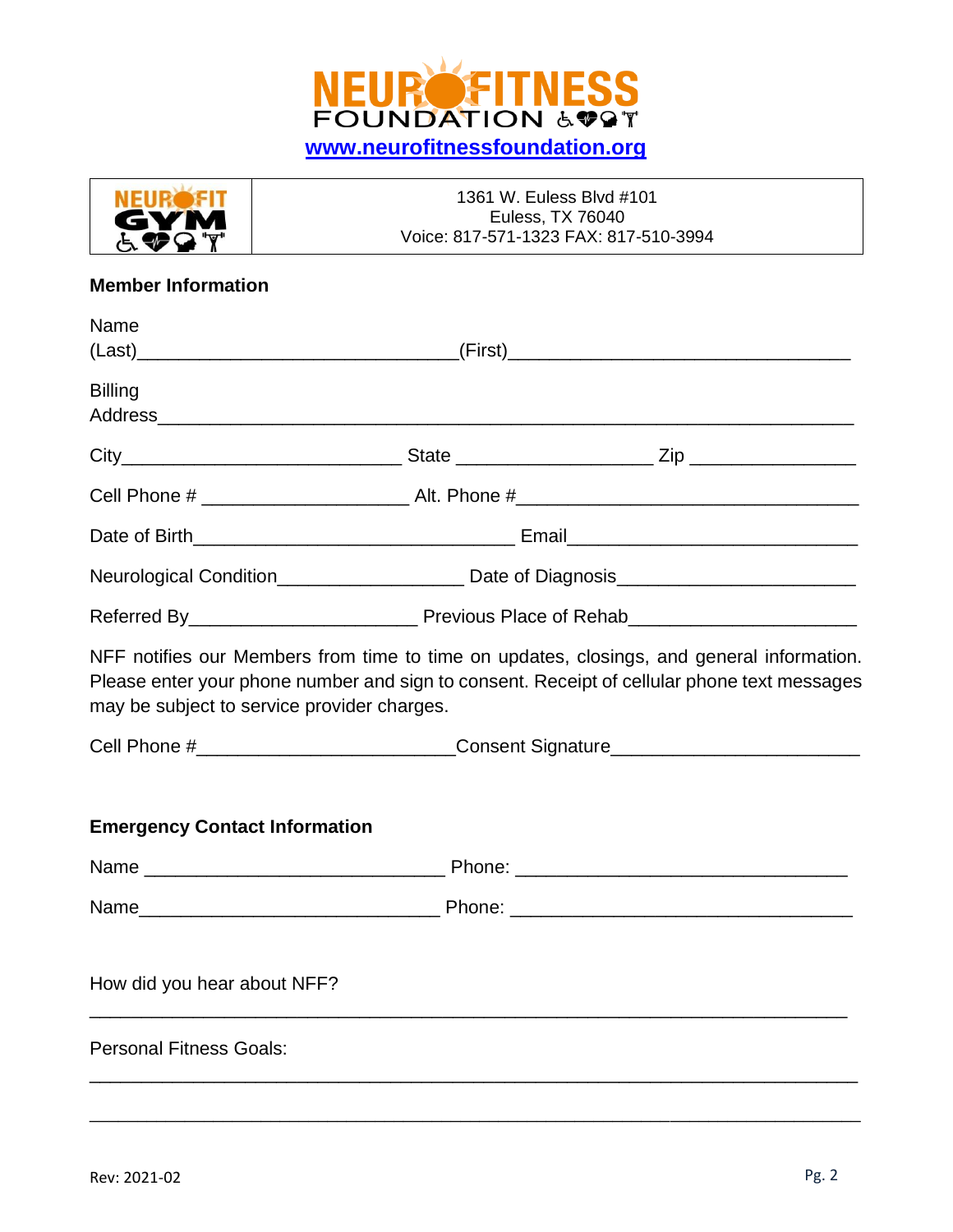# NEUROFITNESS FOUNDATION

www.neurofitnessfoundation.org

| NEUROFIT GYM | 1361 W. Euless Blvd #101<br>Euless, TX 76040<br>Voice: 817-571-1323 FAX: 817-510-3994 |
|---|---|

**Member Information**

Name
(Last)_______________________________(First)_________________________________

Billing
Address__________________________________________________________________

City__________________________ State ___________________ Zip ________________

Cell Phone # ____________________ Alt. Phone #_________________________________

Date of Birth_______________________________ Email____________________________

Neurological Condition_________________ Date of Diagnosis______________________

Referred By______________________ Previous Place of Rehab_____________________

NFF notifies our Members from time to time on updates, closings, and general information. Please enter your phone number and sign to consent. Receipt of cellular phone text messages may be subject to service provider charges.

Cell Phone #_________________________Consent Signature_______________________

**Emergency Contact Information**

Name ____________________________ Phone: ________________________________

Name____________________________ Phone: _________________________________

How did you hear about NFF?

_________________________________________________________________________

Personal Fitness Goals:

_________________________________________________________________________

_________________________________________________________________________

Rev: 2021-02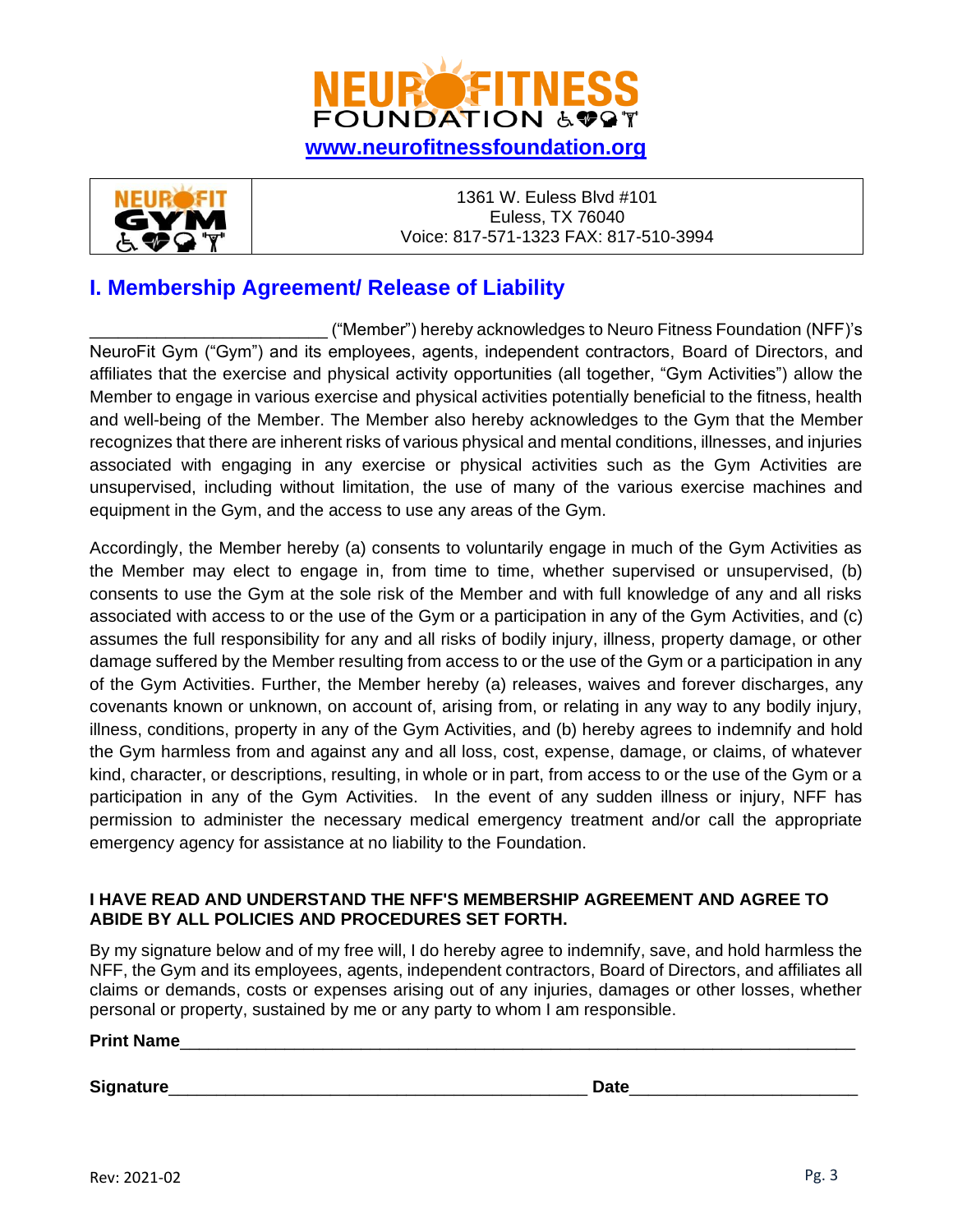NEUROFITNESS FOUNDATION

www.neurofitnessfoundation.org

| NEUROFIT GYM | 1361 W. Euless Blvd #101<br>Euless, TX 76040<br>Voice: 817-571-1323 FAX: 817-510-3994 |
|---|---|

## I. Membership Agreement/ Release of Liability

_________________________ ("Member") hereby acknowledges to Neuro Fitness Foundation (NFF)'s NeuroFit Gym ("Gym") and its employees, agents, independent contractors, Board of Directors, and affiliates that the exercise and physical activity opportunities (all together, "Gym Activities") allow the Member to engage in various exercise and physical activities potentially beneficial to the fitness, health and well-being of the Member. The Member also hereby acknowledges to the Gym that the Member recognizes that there are inherent risks of various physical and mental conditions, illnesses, and injuries associated with engaging in any exercise or physical activities such as the Gym Activities are unsupervised, including without limitation, the use of many of the various exercise machines and equipment in the Gym, and the access to use any areas of the Gym.

Accordingly, the Member hereby (a) consents to voluntarily engage in much of the Gym Activities as the Member may elect to engage in, from time to time, whether supervised or unsupervised, (b) consents to use the Gym at the sole risk of the Member and with full knowledge of any and all risks associated with access to or the use of the Gym or a participation in any of the Gym Activities, and (c) assumes the full responsibility for any and all risks of bodily injury, illness, property damage, or other damage suffered by the Member resulting from access to or the use of the Gym or a participation in any of the Gym Activities. Further, the Member hereby (a) releases, waives and forever discharges, any covenants known or unknown, on account of, arising from, or relating in any way to any bodily injury, illness, conditions, property in any of the Gym Activities, and (b) hereby agrees to indemnify and hold the Gym harmless from and against any and all loss, cost, expense, damage, or claims, of whatever kind, character, or descriptions, resulting, in whole or in part, from access to or the use of the Gym or a participation in any of the Gym Activities. In the event of any sudden illness or injury, NFF has permission to administer the necessary medical emergency treatment and/or call the appropriate emergency agency for assistance at no liability to the Foundation.

**I HAVE READ AND UNDERSTAND THE NFF'S MEMBERSHIP AGREEMENT AND AGREE TO ABIDE BY ALL POLICIES AND PROCEDURES SET FORTH.**

By my signature below and of my free will, I do hereby agree to indemnify, save, and hold harmless the NFF, the Gym and its employees, agents, independent contractors, Board of Directors, and affiliates all claims or demands, costs or expenses arising out of any injuries, damages or other losses, whether personal or property, sustained by me or any party to whom I am responsible.

**Print Name**___________________________________________________________________________

**Signature**_____________________________________________ **Date**________________________

Rev: 2021-02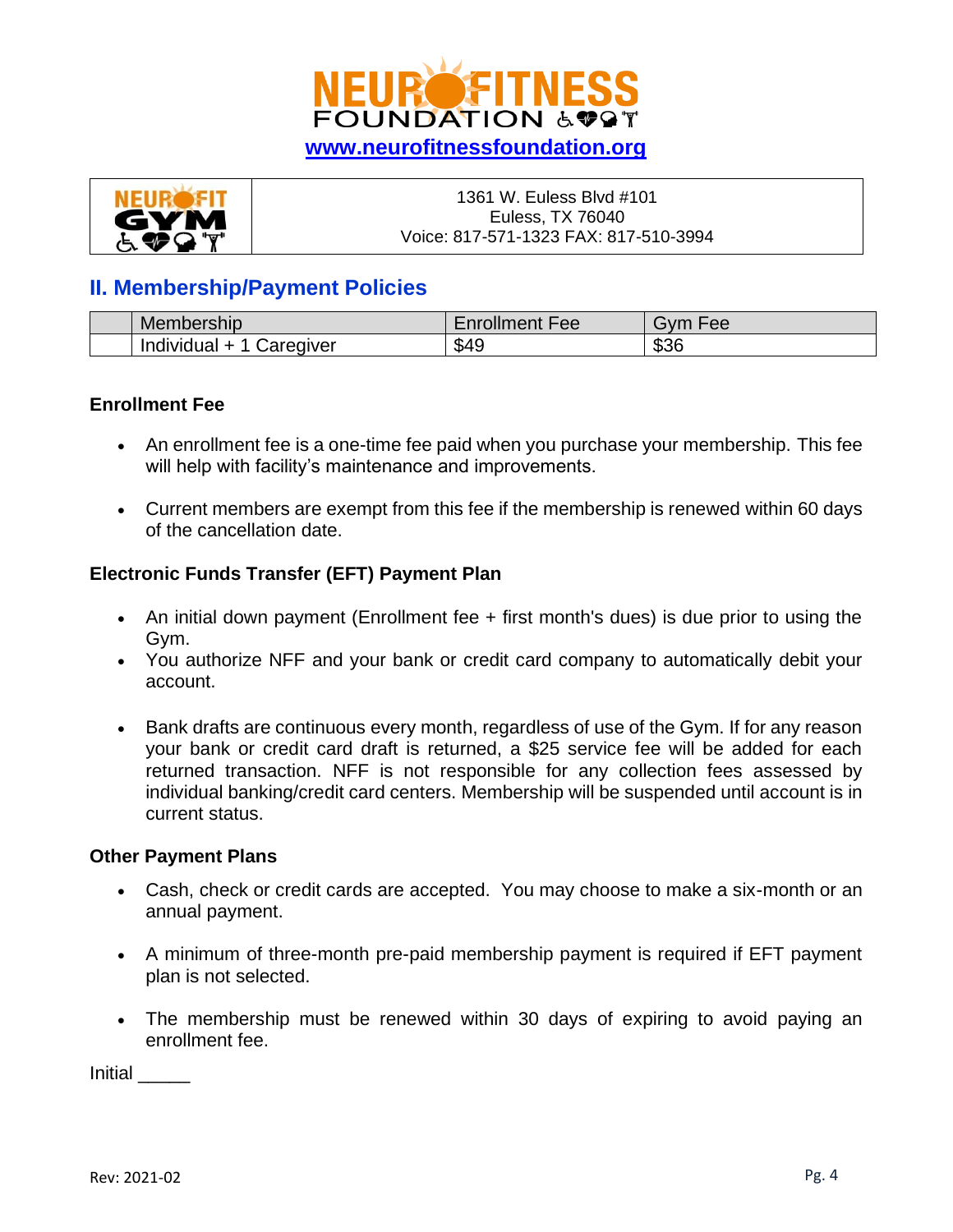**NEUROFITNESS FOUNDATION**

www.neurofitnessfoundation.org

| NEUROFIT GYM | 1361 W. Euless Blvd #101<br>Euless, TX 76040<br>Voice: 817-571-1323 FAX: 817-510-3994 |
|---|---|

## II. Membership/Payment Policies

| | Membership | Enrollment Fee | Gym Fee |
|---|---|---|---|
| | Individual + 1 Caregiver | $49 | $36 |

**Enrollment Fee**

- An enrollment fee is a one-time fee paid when you purchase your membership. This fee will help with facility's maintenance and improvements.
- Current members are exempt from this fee if the membership is renewed within 60 days of the cancellation date.

**Electronic Funds Transfer (EFT) Payment Plan**

- An initial down payment (Enrollment fee + first month's dues) is due prior to using the Gym.
- You authorize NFF and your bank or credit card company to automatically debit your account.
- Bank drafts are continuous every month, regardless of use of the Gym. If for any reason your bank or credit card draft is returned, a $25 service fee will be added for each returned transaction. NFF is not responsible for any collection fees assessed by individual banking/credit card centers. Membership will be suspended until account is in current status.

**Other Payment Plans**

- Cash, check or credit cards are accepted. You may choose to make a six-month or an annual payment.
- A minimum of three-month pre-paid membership payment is required if EFT payment plan is not selected.
- The membership must be renewed within 30 days of expiring to avoid paying an enrollment fee.

Initial _____

Rev: 2021-02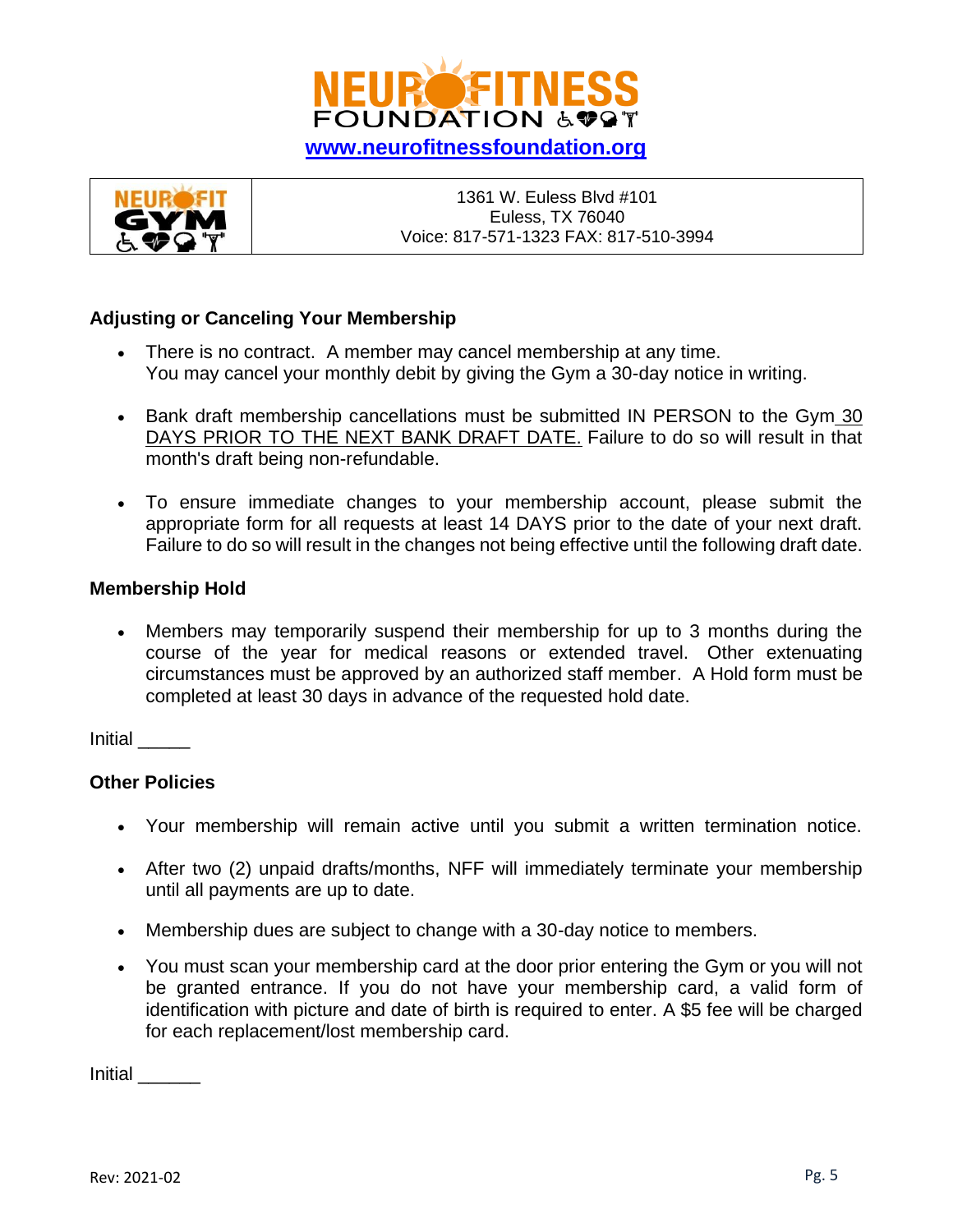**NEUROFITNESS FOUNDATION**

www.neurofitnessfoundation.org

| NEUROFIT GYM | 1361 W. Euless Blvd #101<br>Euless, TX 76040<br>Voice: 817-571-1323 FAX: 817-510-3994 |
|---|---|

### Adjusting or Canceling Your Membership

- There is no contract. A member may cancel membership at any time. You may cancel your monthly debit by giving the Gym a 30-day notice in writing.
- Bank draft membership cancellations must be submitted IN PERSON to the Gym 30 DAYS PRIOR TO THE NEXT BANK DRAFT DATE. Failure to do so will result in that month's draft being non-refundable.
- To ensure immediate changes to your membership account, please submit the appropriate form for all requests at least 14 DAYS prior to the date of your next draft. Failure to do so will result in the changes not being effective until the following draft date.

### Membership Hold

- Members may temporarily suspend their membership for up to 3 months during the course of the year for medical reasons or extended travel. Other extenuating circumstances must be approved by an authorized staff member. A Hold form must be completed at least 30 days in advance of the requested hold date.

Initial _____

### Other Policies

- Your membership will remain active until you submit a written termination notice.
- After two (2) unpaid drafts/months, NFF will immediately terminate your membership until all payments are up to date.
- Membership dues are subject to change with a 30-day notice to members.
- You must scan your membership card at the door prior entering the Gym or you will not be granted entrance. If you do not have your membership card, a valid form of identification with picture and date of birth is required to enter. A $5 fee will be charged for each replacement/lost membership card.

Initial ______

Rev: 2021-02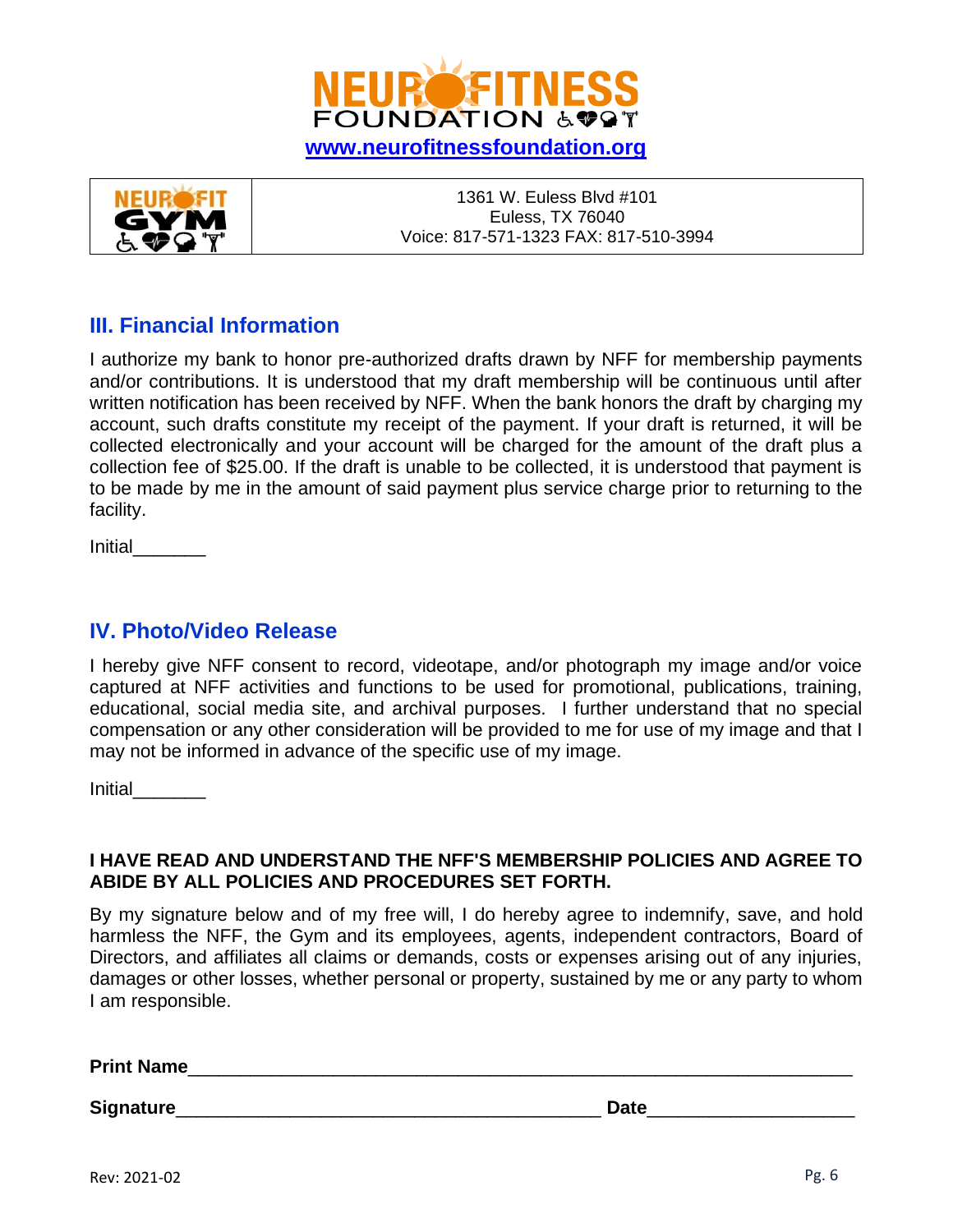NEUROFITNESS FOUNDATION

[www.neurofitnessfoundation.org](http://www.neurofitnessfoundation.org)

| NEUROFIT GYM | 1361 W. Euless Blvd #101<br>Euless, TX 76040<br>Voice: 817-571-1323 FAX: 817-510-3994 |
|---|---|

## III. Financial Information

I authorize my bank to honor pre-authorized drafts drawn by NFF for membership payments and/or contributions. It is understood that my draft membership will be continuous until after written notification has been received by NFF. When the bank honors the draft by charging my account, such drafts constitute my receipt of the payment. If your draft is returned, it will be collected electronically and your account will be charged for the amount of the draft plus a collection fee of $25.00. If the draft is unable to be collected, it is understood that payment is to be made by me in the amount of said payment plus service charge prior to returning to the facility.

Initial_______

## IV. Photo/Video Release

I hereby give NFF consent to record, videotape, and/or photograph my image and/or voice captured at NFF activities and functions to be used for promotional, publications, training, educational, social media site, and archival purposes. I further understand that no special compensation or any other consideration will be provided to me for use of my image and that I may not be informed in advance of the specific use of my image.

Initial_______

**I HAVE READ AND UNDERSTAND THE NFF'S MEMBERSHIP POLICIES AND AGREE TO ABIDE BY ALL POLICIES AND PROCEDURES SET FORTH.**

By my signature below and of my free will, I do hereby agree to indemnify, save, and hold harmless the NFF, the Gym and its employees, agents, independent contractors, Board of Directors, and affiliates all claims or demands, costs or expenses arising out of any injuries, damages or other losses, whether personal or property, sustained by me or any party to whom I am responsible.

**Print Name**_________________________________________________________________

**Signature**_________________________________________ **Date**___________________

Rev: 2021-02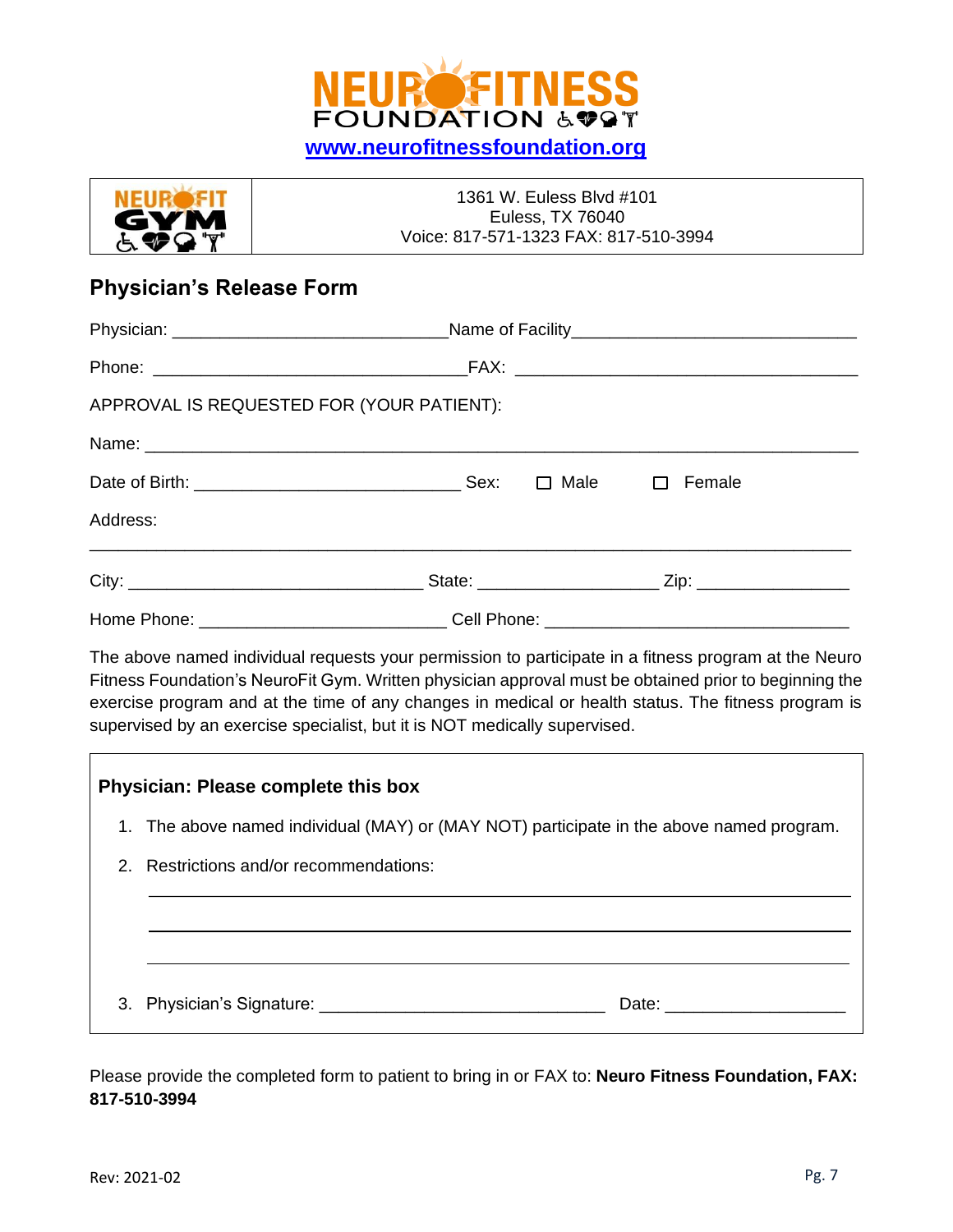NEUROFITNESS FOUNDATION

www.neurofitnessfoundation.org

| | |
|---|---|
| NEUROFIT GYM | 1361 W. Euless Blvd #101<br>Euless, TX 76040<br>Voice: 817-571-1323 FAX: 817-510-3994 |

## Physician's Release Form

Physician: ____________________________Name of Facility_____________________________

Phone: ________________________________FAX: ___________________________________

APPROVAL IS REQUESTED FOR (YOUR PATIENT):

Name: _________________________________________________________________________

Date of Birth: ___________________________ Sex: ☐ Male ☐ Female

Address:

_______________________________________________________________________________

City: ______________________________ State: __________________ Zip: _______________

Home Phone: _________________________ Cell Phone: _______________________________

The above named individual requests your permission to participate in a fitness program at the Neuro Fitness Foundation's NeuroFit Gym. Written physician approval must be obtained prior to beginning the exercise program and at the time of any changes in medical or health status. The fitness program is supervised by an exercise specialist, but it is NOT medically supervised.

**Physician: Please complete this box**

1. The above named individual (MAY) or (MAY NOT) participate in the above named program.
2. Restrictions and/or recommendations:

   _________________________________________________________________________

   _________________________________________________________________________

   _________________________________________________________________________

3. Physician's Signature: _____________________________ Date: ___________________

Please provide the completed form to patient to bring in or FAX to: **Neuro Fitness Foundation, FAX: 817-510-3994**

Rev: 2021-02